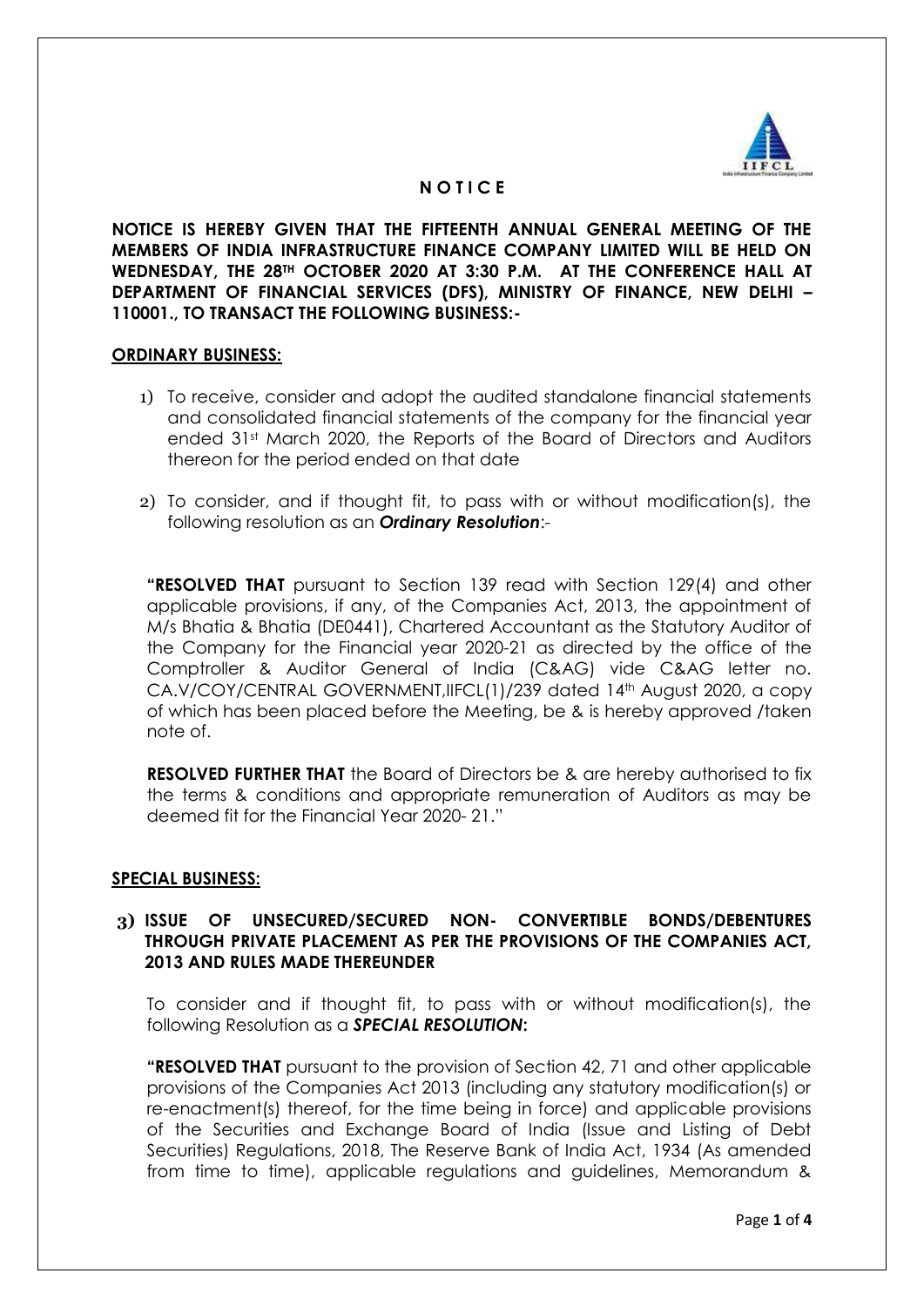# N O T I C E

**NOTICE IS HEREBY GIVEN THAT THE FIFTEENTH ANNUAL GENERAL MEETING OF THE MEMBERS OF INDIA INFRASTRUCTURE FINANCE COMPANY LIMITED WILL BE HELD ON WEDNESDAY, THE 28TH OCTOBER 2020 AT 3:30 P.M. AT THE CONFERENCE HALL AT DEPARTMENT OF FINANCIAL SERVICES (DFS), MINISTRY OF FINANCE, NEW DELHI – 110001., TO TRANSACT THE FOLLOWING BUSINESS:-**

## ORDINARY BUSINESS:

1) To receive, consider and adopt the audited standalone financial statements and consolidated financial statements of the company for the financial year ended 31st March 2020, the Reports of the Board of Directors and Auditors thereon for the period ended on that date

2) To consider, and if thought fit, to pass with or without modification(s), the following resolution as an ***Ordinary Resolution***:-

**"RESOLVED THAT** pursuant to Section 139 read with Section 129(4) and other applicable provisions, if any, of the Companies Act, 2013, the appointment of M/s Bhatia & Bhatia (DE0441), Chartered Accountant as the Statutory Auditor of the Company for the Financial year 2020-21 as directed by the office of the Comptroller & Auditor General of India (C&AG) vide C&AG letter no. CA.V/COY/CENTRAL GOVERNMENT,IIFCL(1)/239 dated 14th August 2020, a copy of which has been placed before the Meeting, be & is hereby approved /taken note of.

**RESOLVED FURTHER THAT** the Board of Directors be & are hereby authorised to fix the terms & conditions and appropriate remuneration of Auditors as may be deemed fit for the Financial Year 2020- 21."

## SPECIAL BUSINESS:

### 3) ISSUE OF UNSECURED/SECURED NON- CONVERTIBLE BONDS/DEBENTURES THROUGH PRIVATE PLACEMENT AS PER THE PROVISIONS OF THE COMPANIES ACT, 2013 AND RULES MADE THEREUNDER

To consider and if thought fit, to pass with or without modification(s), the following Resolution as a ***SPECIAL RESOLUTION*:**

**"RESOLVED THAT** pursuant to the provision of Section 42, 71 and other applicable provisions of the Companies Act 2013 (including any statutory modification(s) or re-enactment(s) thereof, for the time being in force) and applicable provisions of the Securities and Exchange Board of India (Issue and Listing of Debt Securities) Regulations, 2018, The Reserve Bank of India Act, 1934 (As amended from time to time), applicable regulations and guidelines, Memorandum &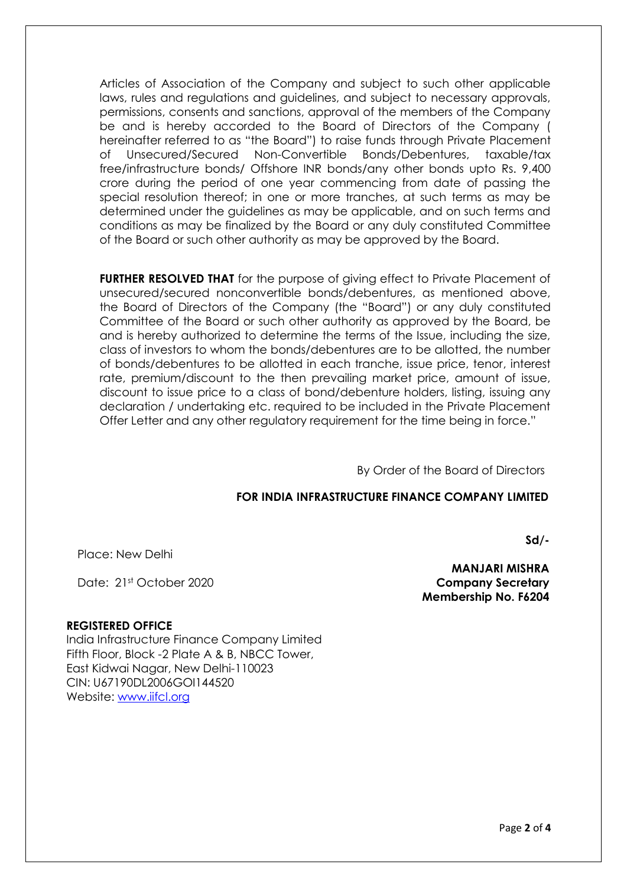Articles of Association of the Company and subject to such other applicable laws, rules and regulations and guidelines, and subject to necessary approvals, permissions, consents and sanctions, approval of the members of the Company be and is hereby accorded to the Board of Directors of the Company ( hereinafter referred to as "the Board") to raise funds through Private Placement of Unsecured/Secured Non-Convertible Bonds/Debentures, taxable/tax free/infrastructure bonds/ Offshore INR bonds/any other bonds upto Rs. 9,400 crore during the period of one year commencing from date of passing the special resolution thereof; in one or more tranches, at such terms as may be determined under the guidelines as may be applicable, and on such terms and conditions as may be finalized by the Board or any duly constituted Committee of the Board or such other authority as may be approved by the Board.

**FURTHER RESOLVED THAT** for the purpose of giving effect to Private Placement of unsecured/secured nonconvertible bonds/debentures, as mentioned above, the Board of Directors of the Company (the "Board") or any duly constituted Committee of the Board or such other authority as approved by the Board, be and is hereby authorized to determine the terms of the Issue, including the size, class of investors to whom the bonds/debentures are to be allotted, the number of bonds/debentures to be allotted in each tranche, issue price, tenor, interest rate, premium/discount to the then prevailing market price, amount of issue, discount to issue price to a class of bond/debenture holders, listing, issuing any declaration / undertaking etc. required to be included in the Private Placement Offer Letter and any other regulatory requirement for the time being in force."

By Order of the Board of Directors

**FOR INDIA INFRASTRUCTURE FINANCE COMPANY LIMITED**

**Sd/-**

Place: New Delhi

Date: 21st October 2020

**MANJARI MISHRA**
**Company Secretary**
**Membership No. F6204**

**REGISTERED OFFICE**
India Infrastructure Finance Company Limited
Fifth Floor, Block -2 Plate A & B, NBCC Tower,
East Kidwai Nagar, New Delhi-110023
CIN: U67190DL2006GOI144520
Website: www.iifcl.org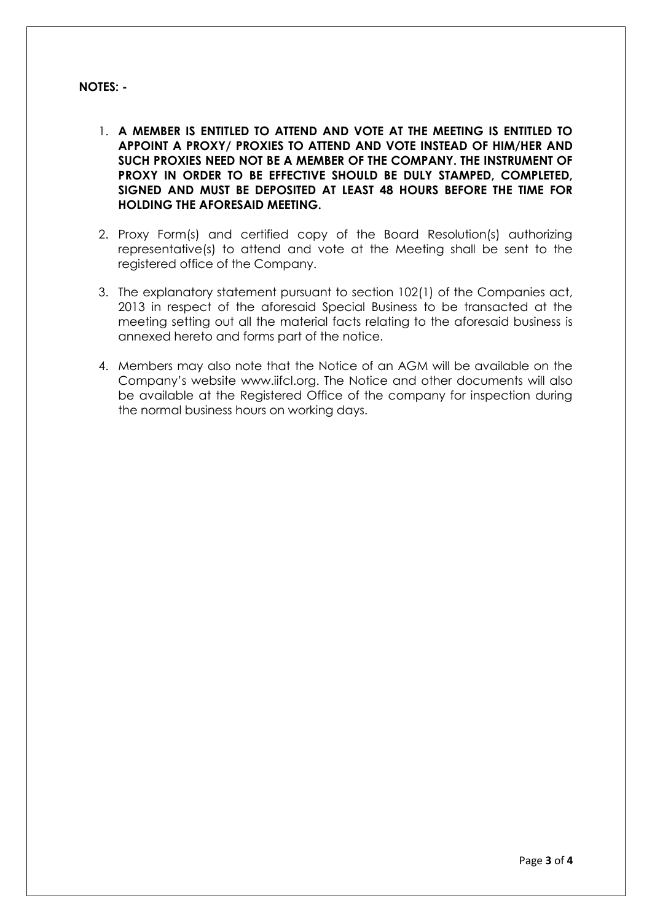**NOTES: -**

1. **A MEMBER IS ENTITLED TO ATTEND AND VOTE AT THE MEETING IS ENTITLED TO APPOINT A PROXY/ PROXIES TO ATTEND AND VOTE INSTEAD OF HIM/HER AND SUCH PROXIES NEED NOT BE A MEMBER OF THE COMPANY. THE INSTRUMENT OF PROXY IN ORDER TO BE EFFECTIVE SHOULD BE DULY STAMPED, COMPLETED, SIGNED AND MUST BE DEPOSITED AT LEAST 48 HOURS BEFORE THE TIME FOR HOLDING THE AFORESAID MEETING.**

2. Proxy Form(s) and certified copy of the Board Resolution(s) authorizing representative(s) to attend and vote at the Meeting shall be sent to the registered office of the Company.

3. The explanatory statement pursuant to section 102(1) of the Companies act, 2013 in respect of the aforesaid Special Business to be transacted at the meeting setting out all the material facts relating to the aforesaid business is annexed hereto and forms part of the notice.

4. Members may also note that the Notice of an AGM will be available on the Company's website www.iifcl.org. The Notice and other documents will also be available at the Registered Office of the company for inspection during the normal business hours on working days.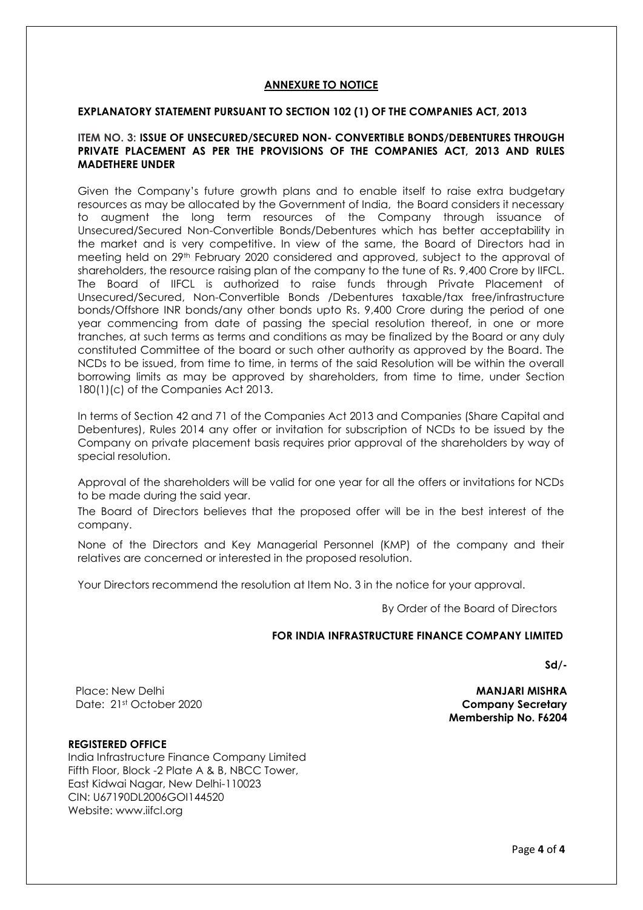## ANNEXURE TO NOTICE

### EXPLANATORY STATEMENT PURSUANT TO SECTION 102 (1) OF THE COMPANIES ACT, 2013

**ITEM NO. 3: ISSUE OF UNSECURED/SECURED NON- CONVERTIBLE BONDS/DEBENTURES THROUGH PRIVATE PLACEMENT AS PER THE PROVISIONS OF THE COMPANIES ACT, 2013 AND RULES MADETHERE UNDER**

Given the Company's future growth plans and to enable itself to raise extra budgetary resources as may be allocated by the Government of India, the Board considers it necessary to augment the long term resources of the Company through issuance of Unsecured/Secured Non-Convertible Bonds/Debentures which has better acceptability in the market and is very competitive. In view of the same, the Board of Directors had in meeting held on 29th February 2020 considered and approved, subject to the approval of shareholders, the resource raising plan of the company to the tune of Rs. 9,400 Crore by IIFCL. The Board of IIFCL is authorized to raise funds through Private Placement of Unsecured/Secured, Non-Convertible Bonds /Debentures taxable/tax free/infrastructure bonds/Offshore INR bonds/any other bonds upto Rs. 9,400 Crore during the period of one year commencing from date of passing the special resolution thereof, in one or more tranches, at such terms as terms and conditions as may be finalized by the Board or any duly constituted Committee of the board or such other authority as approved by the Board. The NCDs to be issued, from time to time, in terms of the said Resolution will be within the overall borrowing limits as may be approved by shareholders, from time to time, under Section 180(1)(c) of the Companies Act 2013.

In terms of Section 42 and 71 of the Companies Act 2013 and Companies (Share Capital and Debentures), Rules 2014 any offer or invitation for subscription of NCDs to be issued by the Company on private placement basis requires prior approval of the shareholders by way of special resolution.

Approval of the shareholders will be valid for one year for all the offers or invitations for NCDs to be made during the said year.

The Board of Directors believes that the proposed offer will be in the best interest of the company.

None of the Directors and Key Managerial Personnel (KMP) of the company and their relatives are concerned or interested in the proposed resolution.

Your Directors recommend the resolution at Item No. 3 in the notice for your approval.

By Order of the Board of Directors

**FOR INDIA INFRASTRUCTURE FINANCE COMPANY LIMITED**

**Sd/-**

Place: New Delhi
Date: 21st October 2020

**MANJARI MISHRA**
**Company Secretary**
**Membership No. F6204**

**REGISTERED OFFICE**
India Infrastructure Finance Company Limited
Fifth Floor, Block -2 Plate A & B, NBCC Tower,
East Kidwai Nagar, New Delhi-110023
CIN: U67190DL2006GOI144520
Website: www.iifcl.org